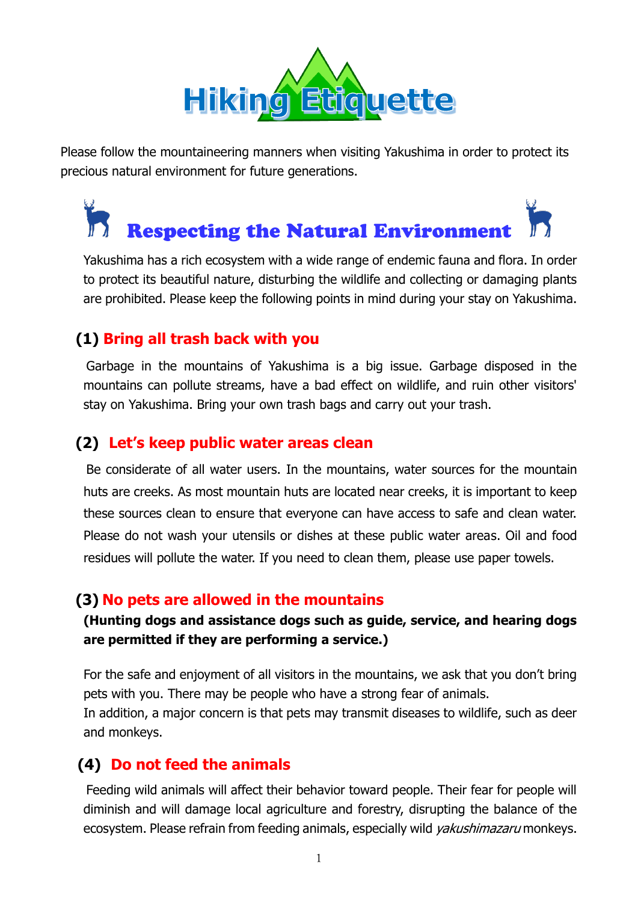# Hiking Etiquette

Please follow the mountaineering manners when visiting Yakushima in order to protect its precious natural environment for future generations.

## Respecting the Natural Environment

Yakushima has a rich ecosystem with a wide range of endemic fauna and flora. In order to protect its beautiful nature, disturbing the wildlife and collecting or damaging plants are prohibited. Please keep the following points in mind during your stay on Yakushima.

### (1) Bring all trash back with you

Garbage in the mountains of Yakushima is a big issue. Garbage disposed in the mountains can pollute streams, have a bad effect on wildlife, and ruin other visitors' stay on Yakushima. Bring your own trash bags and carry out your trash.

### (2) Let's keep public water areas clean

Be considerate of all water users. In the mountains, water sources for the mountain huts are creeks. As most mountain huts are located near creeks, it is important to keep these sources clean to ensure that everyone can have access to safe and clean water. Please do not wash your utensils or dishes at these public water areas. Oil and food residues will pollute the water. If you need to clean them, please use paper towels.

### (3) No pets are allowed in the mountains

**(Hunting dogs and assistance dogs such as guide, service, and hearing dogs are permitted if they are performing a service.)**

For the safe and enjoyment of all visitors in the mountains, we ask that you don't bring pets with you. There may be people who have a strong fear of animals.
In addition, a major concern is that pets may transmit diseases to wildlife, such as deer and monkeys.

### (4) Do not feed the animals

Feeding wild animals will affect their behavior toward people. Their fear for people will diminish and will damage local agriculture and forestry, disrupting the balance of the ecosystem. Please refrain from feeding animals, especially wild *yakushimazaru* monkeys.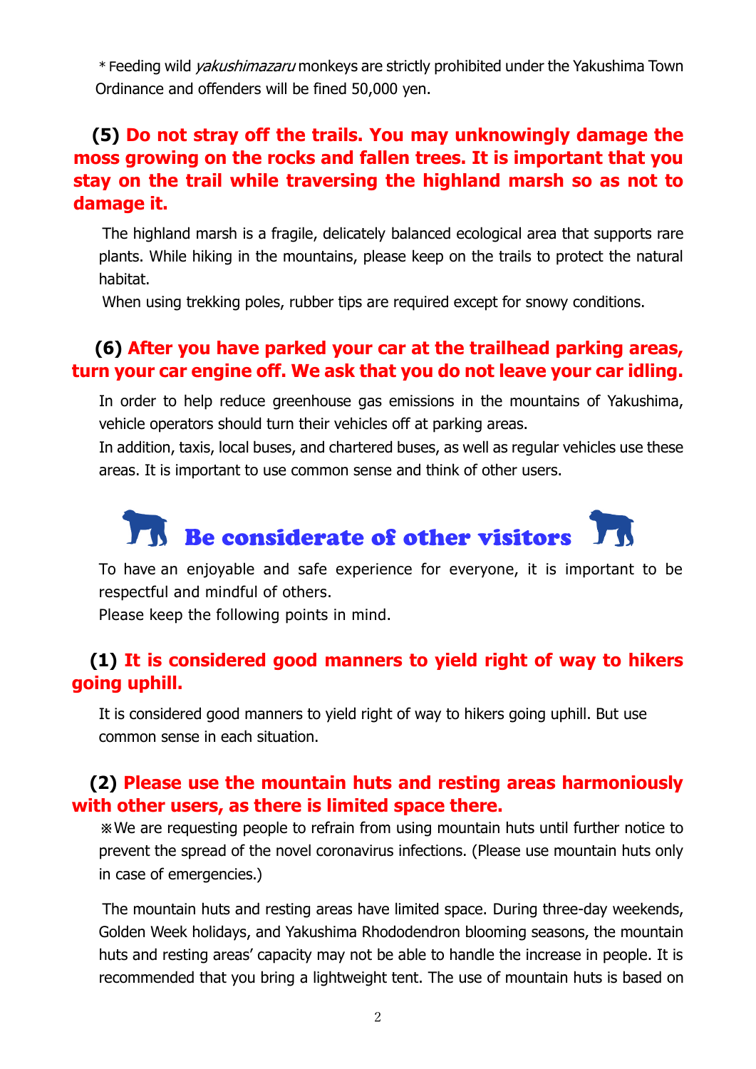＊Feeding wild *yakushimazaru* monkeys are strictly prohibited under the Yakushima Town Ordinance and offenders will be fined 50,000 yen.

### (5) Do not stray off the trails. You may unknowingly damage the moss growing on the rocks and fallen trees. It is important that you stay on the trail while traversing the highland marsh so as not to damage it.

The highland marsh is a fragile, delicately balanced ecological area that supports rare plants. While hiking in the mountains, please keep on the trails to protect the natural habitat.

When using trekking poles, rubber tips are required except for snowy conditions.

### (6) After you have parked your car at the trailhead parking areas, turn your car engine off. We ask that you do not leave your car idling.

In order to help reduce greenhouse gas emissions in the mountains of Yakushima, vehicle operators should turn their vehicles off at parking areas.

In addition, taxis, local buses, and chartered buses, as well as regular vehicles use these areas. It is important to use common sense and think of other users.

## Be considerate of other visitors

To have an enjoyable and safe experience for everyone, it is important to be respectful and mindful of others.

Please keep the following points in mind.

### (1) It is considered good manners to yield right of way to hikers going uphill.

It is considered good manners to yield right of way to hikers going uphill. But use common sense in each situation.

### (2) Please use the mountain huts and resting areas harmoniously with other users, as there is limited space there.

※We are requesting people to refrain from using mountain huts until further notice to prevent the spread of the novel coronavirus infections. (Please use mountain huts only in case of emergencies.)

The mountain huts and resting areas have limited space. During three-day weekends, Golden Week holidays, and Yakushima Rhododendron blooming seasons, the mountain huts and resting areas' capacity may not be able to handle the increase in people. It is recommended that you bring a lightweight tent. The use of mountain huts is based on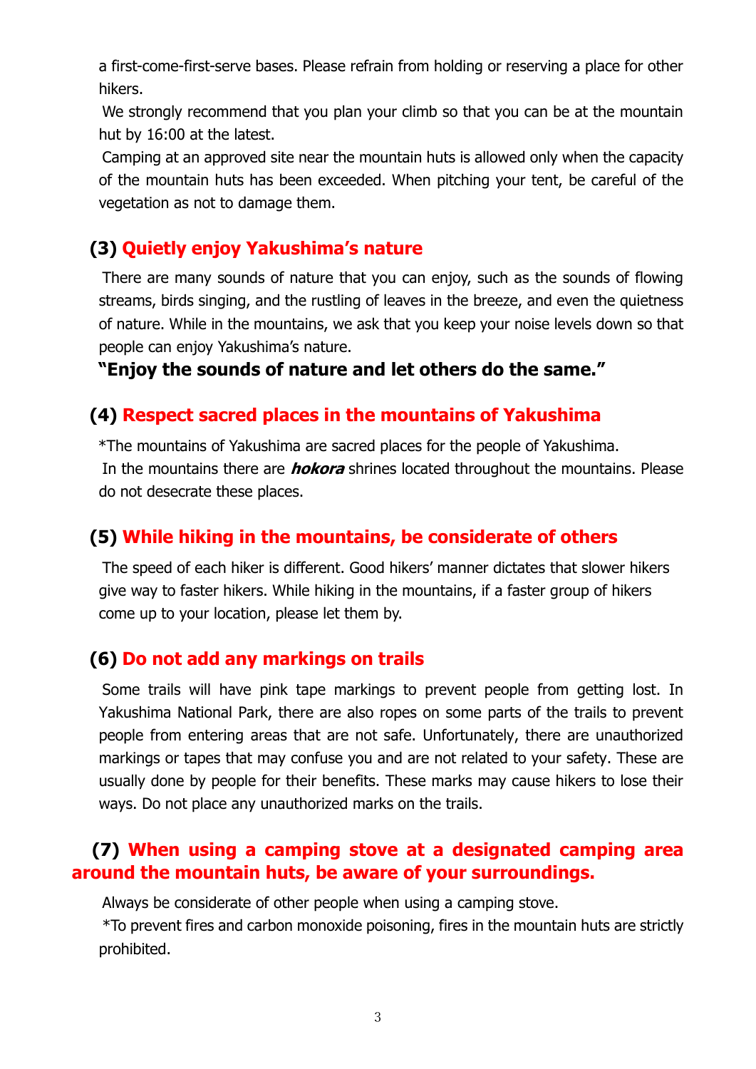a first-come-first-serve bases. Please refrain from holding or reserving a place for other hikers.

We strongly recommend that you plan your climb so that you can be at the mountain hut by 16:00 at the latest.

Camping at an approved site near the mountain huts is allowed only when the capacity of the mountain huts has been exceeded. When pitching your tent, be careful of the vegetation as not to damage them.

## (3) Quietly enjoy Yakushima's nature

There are many sounds of nature that you can enjoy, such as the sounds of flowing streams, birds singing, and the rustling of leaves in the breeze, and even the quietness of nature. While in the mountains, we ask that you keep your noise levels down so that people can enjoy Yakushima's nature.

**"Enjoy the sounds of nature and let others do the same."**

## (4) Respect sacred places in the mountains of Yakushima

*The mountains of Yakushima are sacred places for the people of Yakushima.

In the mountains there are ***hokora*** shrines located throughout the mountains. Please do not desecrate these places.

## (5) While hiking in the mountains, be considerate of others

The speed of each hiker is different. Good hikers' manner dictates that slower hikers give way to faster hikers. While hiking in the mountains, if a faster group of hikers come up to your location, please let them by.

## (6) Do not add any markings on trails

Some trails will have pink tape markings to prevent people from getting lost. In Yakushima National Park, there are also ropes on some parts of the trails to prevent people from entering areas that are not safe. Unfortunately, there are unauthorized markings or tapes that may confuse you and are not related to your safety. These are usually done by people for their benefits. These marks may cause hikers to lose their ways. Do not place any unauthorized marks on the trails.

## (7) When using a camping stove at a designated camping area around the mountain huts, be aware of your surroundings.

Always be considerate of other people when using a camping stove.

*To prevent fires and carbon monoxide poisoning, fires in the mountain huts are strictly prohibited.